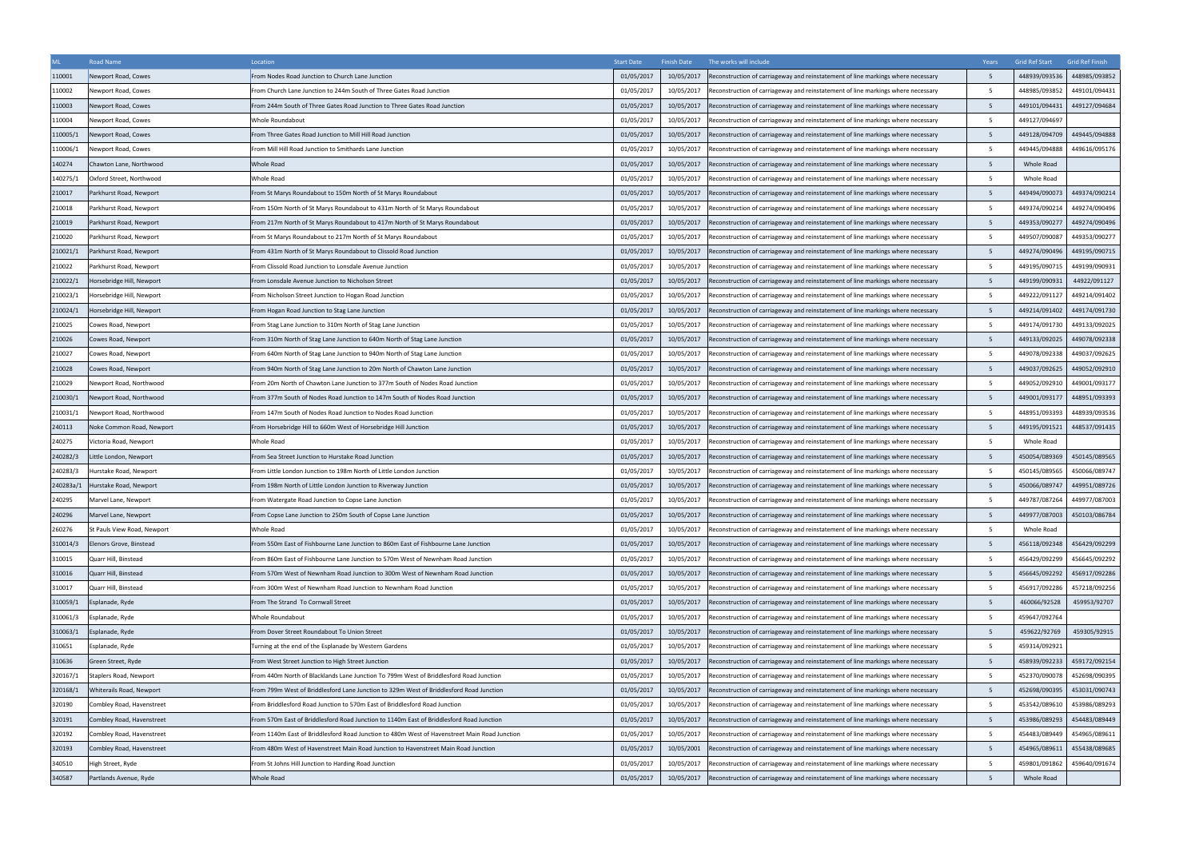| ML | Road Name | Location | Start Date | Finish Date | The works will include | Years | Grid Ref Start | Grid Ref Finish |
|---|---|---|---|---|---|---|---|---|
| 110001 | Newport Road, Cowes | From Nodes Road Junction to Church Lane Junction | 01/05/2017 | 10/05/2017 | Reconstruction of carriageway and reinstatement of line markings where necessary | 5 | 448939/093536 | 448985/093852 |
| 110002 | Newport Road, Cowes | From Church Lane Junction to 244m South of Three Gates Road Junction | 01/05/2017 | 10/05/2017 | Reconstruction of carriageway and reinstatement of line markings where necessary | 5 | 448985/093852 | 449101/094431 |
| 110003 | Newport Road, Cowes | From 244m South of Three Gates Road Junction to Three Gates Road Junction | 01/05/2017 | 10/05/2017 | Reconstruction of carriageway and reinstatement of line markings where necessary | 5 | 449101/094431 | 449127/094684 |
| 110004 | Newport Road, Cowes | Whole Roundabout | 01/05/2017 | 10/05/2017 | Reconstruction of carriageway and reinstatement of line markings where necessary | 5 | 449127/094697 | |
| 110005/1 | Newport Road, Cowes | From Three Gates Road Junction to Mill Hill Road Junction | 01/05/2017 | 10/05/2017 | Reconstruction of carriageway and reinstatement of line markings where necessary | 5 | 449128/094709 | 449445/094888 |
| 110006/1 | Newport Road, Cowes | From Mill Hill Road Junction to Smithards Lane Junction | 01/05/2017 | 10/05/2017 | Reconstruction of carriageway and reinstatement of line markings where necessary | 5 | 449445/094888 | 449616/095176 |
| 140274 | Chawton Lane, Northwood | Whole Road | 01/05/2017 | 10/05/2017 | Reconstruction of carriageway and reinstatement of line markings where necessary | 5 | Whole Road | |
| 140275/1 | Oxford Street, Northwood | Whole Road | 01/05/2017 | 10/05/2017 | Reconstruction of carriageway and reinstatement of line markings where necessary | 5 | Whole Road | |
| 210017 | Parkhurst Road, Newport | From St Marys Roundabout to 150m North of St Marys Roundabout | 01/05/2017 | 10/05/2017 | Reconstruction of carriageway and reinstatement of line markings where necessary | 5 | 449494/090073 | 449374/090214 |
| 210018 | Parkhurst Road, Newport | From 150m North of St Marys Roundabout to 431m North of St Marys Roundabout | 01/05/2017 | 10/05/2017 | Reconstruction of carriageway and reinstatement of line markings where necessary | 5 | 449374/090214 | 449274/090496 |
| 210019 | Parkhurst Road, Newport | From 217m North of St Marys Roundabout to 417m North of St Marys Roundabout | 01/05/2017 | 10/05/2017 | Reconstruction of carriageway and reinstatement of line markings where necessary | 5 | 449353/090277 | 449274/090496 |
| 210020 | Parkhurst Road, Newport | From St Marys Roundabout to 217m North of St Marys Roundabout | 01/05/2017 | 10/05/2017 | Reconstruction of carriageway and reinstatement of line markings where necessary | 5 | 449507/090087 | 449353/090277 |
| 210021/1 | Parkhurst Road, Newport | From 431m North of St Marys Roundabout to Clissold Road Junction | 01/05/2017 | 10/05/2017 | Reconstruction of carriageway and reinstatement of line markings where necessary | 5 | 449274/090496 | 449195/090715 |
| 210022 | Parkhurst Road, Newport | From Clissold Road Junction to Lonsdale Avenue Junction | 01/05/2017 | 10/05/2017 | Reconstruction of carriageway and reinstatement of line markings where necessary | 5 | 449195/090715 | 449199/090931 |
| 210022/1 | Horsebridge Hill, Newport | From Lonsdale Avenue Junction to Nicholson Street | 01/05/2017 | 10/05/2017 | Reconstruction of carriageway and reinstatement of line markings where necessary | 5 | 449199/090931 | 44922/091127 |
| 210023/1 | Horsebridge Hill, Newport | From Nicholson Street Junction to Hogan Road Junction | 01/05/2017 | 10/05/2017 | Reconstruction of carriageway and reinstatement of line markings where necessary | 5 | 449222/091127 | 449214/091402 |
| 210024/1 | Horsebridge Hill, Newport | From Hogan Road Junction to Stag Lane Junction | 01/05/2017 | 10/05/2017 | Reconstruction of carriageway and reinstatement of line markings where necessary | 5 | 449214/091402 | 449174/091730 |
| 210025 | Cowes Road, Newport | From Stag Lane Junction to 310m North of Stag Lane Junction | 01/05/2017 | 10/05/2017 | Reconstruction of carriageway and reinstatement of line markings where necessary | 5 | 449174/091730 | 449133/092025 |
| 210026 | Cowes Road, Newport | From 310m North of Stag Lane Junction to 640m North of Stag Lane Junction | 01/05/2017 | 10/05/2017 | Reconstruction of carriageway and reinstatement of line markings where necessary | 5 | 449133/092025 | 449078/092338 |
| 210027 | Cowes Road, Newport | From 640m North of Stag Lane Junction to 940m North of Stag Lane Junction | 01/05/2017 | 10/05/2017 | Reconstruction of carriageway and reinstatement of line markings where necessary | 5 | 449078/092338 | 449037/092625 |
| 210028 | Cowes Road, Newport | From 940m North of Stag Lane Junction to 20m North of Chawton Lane Junction | 01/05/2017 | 10/05/2017 | Reconstruction of carriageway and reinstatement of line markings where necessary | 5 | 449037/092625 | 449052/092910 |
| 210029 | Newport Road, Northwood | From 20m North of Chawton Lane Junction to 377m South of Nodes Road Junction | 01/05/2017 | 10/05/2017 | Reconstruction of carriageway and reinstatement of line markings where necessary | 5 | 449052/092910 | 449001/093177 |
| 210030/1 | Newport Road, Northwood | From 377m South of Nodes Road Junction to 147m South of Nodes Road Junction | 01/05/2017 | 10/05/2017 | Reconstruction of carriageway and reinstatement of line markings where necessary | 5 | 449001/093177 | 448951/093393 |
| 210031/1 | Newport Road, Northwood | From 147m South of Nodes Road Junction to Nodes Road Junction | 01/05/2017 | 10/05/2017 | Reconstruction of carriageway and reinstatement of line markings where necessary | 5 | 448951/093393 | 448939/093536 |
| 240113 | Noke Common Road, Newport | From Horsebridge Hill to 660m West of Horsebridge Hill Junction | 01/05/2017 | 10/05/2017 | Reconstruction of carriageway and reinstatement of line markings where necessary | 5 | 449195/091521 | 448537/091435 |
| 240275 | Victoria Road, Newport | Whole Road | 01/05/2017 | 10/05/2017 | Reconstruction of carriageway and reinstatement of line markings where necessary | 5 | Whole Road | |
| 240282/3 | Little London, Newport | From Sea Street Junction to Hurstake Road Junction | 01/05/2017 | 10/05/2017 | Reconstruction of carriageway and reinstatement of line markings where necessary | 5 | 450054/089369 | 450145/089565 |
| 240283/3 | Hurstake Road, Newport | From Little London Junction to 198m North of Little London Junction | 01/05/2017 | 10/05/2017 | Reconstruction of carriageway and reinstatement of line markings where necessary | 5 | 450145/089565 | 450066/089747 |
| 240283a/1 | Hurstake Road, Newport | From 198m North of Little London Junction to Riverway Junction | 01/05/2017 | 10/05/2017 | Reconstruction of carriageway and reinstatement of line markings where necessary | 5 | 450066/089747 | 449951/089726 |
| 240295 | Marvel Lane, Newport | From Watergate Road Junction to Copse Lane Junction | 01/05/2017 | 10/05/2017 | Reconstruction of carriageway and reinstatement of line markings where necessary | 5 | 449787/087264 | 449977/087003 |
| 240296 | Marvel Lane, Newport | From Copse Lane Junction to 250m South of Copse Lane Junction | 01/05/2017 | 10/05/2017 | Reconstruction of carriageway and reinstatement of line markings where necessary | 5 | 449977/087003 | 450103/086784 |
| 260276 | St Pauls View Road, Newport | Whole Road | 01/05/2017 | 10/05/2017 | Reconstruction of carriageway and reinstatement of line markings where necessary | 5 | Whole Road | |
| 310014/3 | Elenors Grove, Binstead | From 550m East of Fishbourne Lane Junction to 860m East of Fishbourne Lane Junction | 01/05/2017 | 10/05/2017 | Reconstruction of carriageway and reinstatement of line markings where necessary | 5 | 456118/092348 | 456429/092299 |
| 310015 | Quarr Hill, Binstead | From 860m East of Fishbourne Lane Junction to 570m West of Newnham Road Junction | 01/05/2017 | 10/05/2017 | Reconstruction of carriageway and reinstatement of line markings where necessary | 5 | 456429/092299 | 456645/092292 |
| 310016 | Quarr Hill, Binstead | From 570m West of Newnham Road Junction to 300m West of Newnham Road Junction | 01/05/2017 | 10/05/2017 | Reconstruction of carriageway and reinstatement of line markings where necessary | 5 | 456645/092292 | 456917/092286 |
| 310017 | Quarr Hill, Binstead | From 300m West of Newnham Road Junction to Newnham Road Junction | 01/05/2017 | 10/05/2017 | Reconstruction of carriageway and reinstatement of line markings where necessary | 5 | 456917/092286 | 457218/092256 |
| 310059/1 | Esplanade, Ryde | From The Strand To Cornwall Street | 01/05/2017 | 10/05/2017 | Reconstruction of carriageway and reinstatement of line markings where necessary | 5 | 460066/92528 | 459953/92707 |
| 310061/3 | Esplanade, Ryde | Whole Roundabout | 01/05/2017 | 10/05/2017 | Reconstruction of carriageway and reinstatement of line markings where necessary | 5 | 459647/092764 | |
| 310063/1 | Esplanade, Ryde | From Dover Street Roundabout To Union Street | 01/05/2017 | 10/05/2017 | Reconstruction of carriageway and reinstatement of line markings where necessary | 5 | 459622/92769 | 459305/92915 |
| 310651 | Esplanade, Ryde | Turning at the end of the Esplanade by Western Gardens | 01/05/2017 | 10/05/2017 | Reconstruction of carriageway and reinstatement of line markings where necessary | 5 | 459314/092921 | |
| 310636 | Green Street, Ryde | From West Street Junction to High Street Junction | 01/05/2017 | 10/05/2017 | Reconstruction of carriageway and reinstatement of line markings where necessary | 5 | 458939/092233 | 459172/092154 |
| 320167/1 | Staplers Road, Newport | From 440m North of Blacklands Lane Junction To 799m West of Briddlesford Road Junction | 01/05/2017 | 10/05/2017 | Reconstruction of carriageway and reinstatement of line markings where necessary | 5 | 452370/090078 | 452698/090395 |
| 320168/1 | Whiterails Road, Newport | From 799m West of Briddlesford Lane Junction to 329m West of Briddlesford Road Junction | 01/05/2017 | 10/05/2017 | Reconstruction of carriageway and reinstatement of line markings where necessary | 5 | 452698/090395 | 453031/090743 |
| 320190 | Combley Road, Havenstreet | From Briddlesford Road Junction to 570m East of Briddlesford Road Junction | 01/05/2017 | 10/05/2017 | Reconstruction of carriageway and reinstatement of line markings where necessary | 5 | 453542/089610 | 453986/089293 |
| 320191 | Combley Road, Havenstreet | From 570m East of Briddlesford Road Junction to 1140m East of Briddlesford Road Junction | 01/05/2017 | 10/05/2017 | Reconstruction of carriageway and reinstatement of line markings where necessary | 5 | 453986/089293 | 454483/089449 |
| 320192 | Combley Road, Havenstreet | From 1140m East of Briddlesford Road Junction to 480m West of Havenstreet Main Road Junction | 01/05/2017 | 10/05/2017 | Reconstruction of carriageway and reinstatement of line markings where necessary | 5 | 454483/089449 | 454965/089611 |
| 320193 | Combley Road, Havenstreet | From 480m West of Havenstreet Main Road Junction to Havenstreet Main Road Junction | 01/05/2017 | 10/05/2001 | Reconstruction of carriageway and reinstatement of line markings where necessary | 5 | 454965/089611 | 455438/089685 |
| 340510 | High Street, Ryde | From St Johns Hill Junction to Harding Road Junction | 01/05/2017 | 10/05/2017 | Reconstruction of carriageway and reinstatement of line markings where necessary | 5 | 459801/091862 | 459640/091674 |
| 340587 | Partlands Avenue, Ryde | Whole Road | 01/05/2017 | 10/05/2017 | Reconstruction of carriageway and reinstatement of line markings where necessary | 5 | Whole Road | |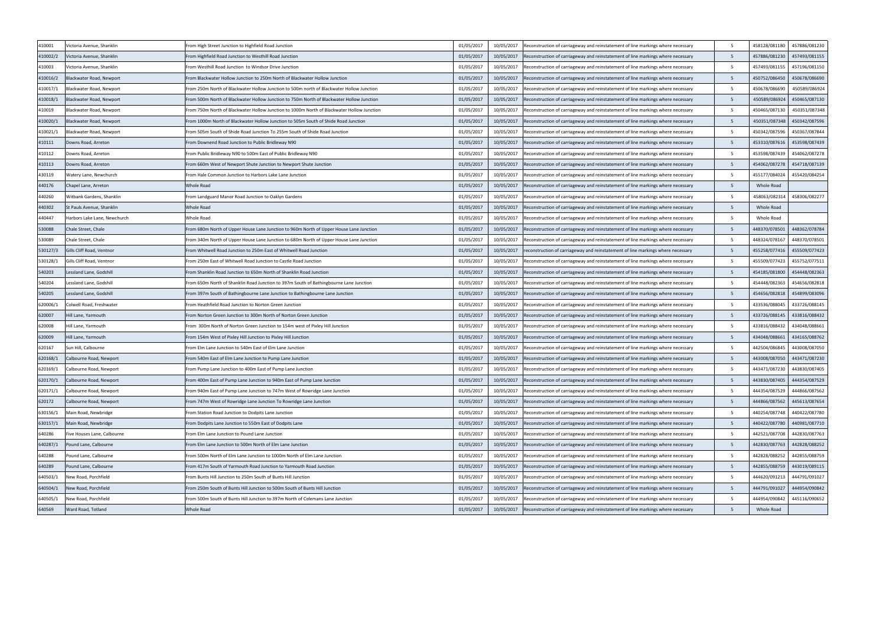| | | | | | | | | |
|---|---|---|---|---|---|---|---|---|
| 410001 | Victoria Avenue, Shanklin | From High Street Junction to Highfield Road Junction | 01/05/2017 | 10/05/2017 | Reconstruction of carriageway and reinstatement of line markings where necessary | 5 | 458128/081180 | 457886/081230 |
| 410002/2 | Victoria Avenue, Shanklin | From Highfield Road Junction to Westhill Road Junction | 01/05/2017 | 10/05/2017 | Reconstruction of carriageway and reinstatement of line markings where necessary | 5 | 457886/081230 | 457493/081155 |
| 410003 | Victoria Avenue, Shanklin | From Westhill Road Junction to Windsor Drive Junction | 01/05/2017 | 10/05/2017 | Reconstruction of carriageway and reinstatement of line markings where necessary | 5 | 457493/081155 | 457196/081150 |
| 410016/2 | Blackwater Road, Newport | From Blackwater Hollow Junction to 250m North of Blackwater Hollow Junction | 01/05/2017 | 10/05/2017 | Reconstruction of carriageway and reinstatement of line markings where necessary | 5 | 450752/086450 | 450678/086690 |
| 410017/1 | Blackwater Road, Newport | From 250m North of Blackwater Hollow Junction to 500m north of Blackwater Hollow Junction | 01/05/2017 | 10/05/2017 | Reconstruction of carriageway and reinstatement of line markings where necessary | 5 | 450678/086690 | 450589/086924 |
| 410018/1 | Blackwater Road, Newport | From 500m North of Blackwater Hollow Junction to 750m North of Blackwater Hollow Junction | 01/05/2017 | 10/05/2017 | Reconstruction of carriageway and reinstatement of line markings where necessary | 5 | 450589/086924 | 450465/087130 |
| 410019 | Blackwater Road, Newport | From 750m North of Blackwater Hollow Junction to 1000m North of Blackwater Hollow Junction | 01/05/2017 | 10/05/2017 | Reconstruction of carriageway and reinstatement of line markings where necessary | 5 | 450465/087130 | 450351/087348 |
| 410020/1 | Blackwater Road, Newport | From 1000m North of Blackwater Hollow Junction to 505m South of Shide Road Junction | 01/05/2017 | 10/05/2017 | Reconstruction of carriageway and reinstatement of line markings where necessary | 5 | 450351/087348 | 450342/087596 |
| 410021/1 | Blackwater Road, Newport | From 505m South of Shide Road Junction To 255m South of Shide Road Junction | 01/05/2017 | 10/05/2017 | Reconstruction of carriageway and reinstatement of line markings where necessary | 5 | 450342/087596 | 450367/087844 |
| 410111 | Downs Road, Arreton | From Downend Road Junction to Public Bridleway N90 | 01/05/2017 | 10/05/2017 | Reconstruction of carriageway and reinstatement of line markings where necessary | 5 | 453310/087616 | 453598/087439 |
| 410112 | Downs Road, Arreton | From Public Bridleway N90 to 500m East of Public Bridleway N90 | 01/05/2017 | 10/05/2017 | Reconstruction of carriageway and reinstatement of line markings where necessary | 5 | 453598/087439 | 454062/087278 |
| 410113 | Downs Road, Arreton | From 660m West of Newport Shute Junction to Newport Shute Junction | 01/05/2017 | 10/05/2017 | Reconstruction of carriageway and reinstatement of line markings where necessary | 5 | 454062/087278 | 454718/087139 |
| 430119 | Watery Lane, Newchurch | From Hale Common Junction to Harbors Lake Lane Junction | 01/05/2017 | 10/05/2017 | Reconstruction of carriageway and reinstatement of line markings where necessary | 5 | 455177/084024 | 455420/084254 |
| 440176 | Chapel Lane, Arreton | Whole Road | 01/05/2017 | 10/05/2017 | Reconstruction of carriageway and reinstatement of line markings where necessary | 5 | Whole Road | |
| 440260 | Witbank Gardens, Shanklin | From Landguard Manor Road Junction to Oaklyn Gardens | 01/05/2017 | 10/05/2017 | Reconstruction of carriageway and reinstatement of line markings where necessary | 5 | 458063/082314 | 458306/082277 |
| 440302 | St Pauls Avenue, Shanklin | Whole Road | 01/05/2017 | 10/05/2017 | Reconstruction of carriageway and reinstatement of line markings where necessary | 5 | Whole Road | |
| 440447 | Harbors Lake Lane, Newchurch | Whole Road | 01/05/2017 | 10/05/2017 | Reconstruction of carriageway and reinstatement of line markings where necessary | 5 | Whole Road | |
| 530088 | Chale Street, Chale | From 680m North of Upper House Lane Junction to 960m North of Upper House Lane Junction | 01/05/2017 | 10/05/2017 | Reconstruction of carriageway and reinstatement of line markings where necessary | 5 | 448370/078501 | 448362/078784 |
| 530089 | Chale Street, Chale | From 340m North of Upper House Lane Junction to 680m North of Upper House Lane Junction | 01/05/2017 | 10/05/2017 | Reconstruction of carriageway and reinstatement of line markings where necessary | 5 | 448324/078167 | 448370/078501 |
| 530127/3 | Gills Cliff Road, Ventnor | From Whitwell Road Junction to 250m East of Whitwell Road Junction | 01/05/2017 | 10/05/2017 | reconstruction of carriageway and reinstatement of line markings where necessary | 5 | 455258/077416 | 455509/077423 |
| 530128/1 | Gills Cliff Road, Ventnor | From 250m East of Whitwell Road Junction to Castle Road Junction | 01/05/2017 | 10/05/2017 | Reconstruction of carriageway and reinstatement of line markings where necessary | 5 | 455509/077423 | 455752/077511 |
| 540203 | Lessland Lane, Godshill | From Shanklin Road Junction to 650m North of Shanklin Road Junction | 01/05/2017 | 10/05/2017 | Reconstruction of carriageway and reinstatement of line markings where necessary | 5 | 454185/081800 | 454448/082363 |
| 540204 | Lessland Lane, Godshill | From 650m North of Shanklin Road Junction to 397m South of Bathingbourne Lane Junction | 01/05/2017 | 10/05/2017 | Reconstruction of carriageway and reinstatement of line markings where necessary | 5 | 454448/082363 | 454656/082818 |
| 540205 | Lessland Lane, Godshill | From 397m South of Bathingbourne Lane Junction to Bathingbourne Lane Junction | 01/05/2017 | 10/05/2017 | Reconstruction of carriageway and reinstatement of line markings where necessary | 5 | 454656/082818 | 454899/083096 |
| 620006/1 | Colwell Road, Freshwater | From Heathfield Road Junction to Norton Green Junction | 01/05/2017 | 10/05/2017 | Reconstruction of carriageway and reinstatement of line markings where necessary | 5 | 433536/088045 | 433726/088145 |
| 620007 | Hill Lane, Yarmouth | From Norton Green Junction to 300m North of Norton Green Junction | 01/05/2017 | 10/05/2017 | Reconstruction of carriageway and reinstatement of line markings where necessary | 5 | 433726/088145 | 433816/088432 |
| 620008 | Hill Lane, Yarmouth | From 300m North of Norton Green Junction to 154m west of Pixley Hill Junction | 01/05/2017 | 10/05/2017 | Reconstruction of carriageway and reinstatement of line markings where necessary | 5 | 433816/088432 | 434048/088661 |
| 620009 | Hill Lane, Yarmouth | From 154m West of Pixley Hill Junction to Pixley Hill Junction | 01/05/2017 | 10/05/2017 | Reconstruction of carriageway and reinstatement of line markings where necessary | 5 | 434048/088661 | 434165/088762 |
| 620167 | Sun Hill, Calbourne | From Elm Lane Junction to 540m East of Elm Lane Junction | 01/05/2017 | 10/05/2017 | Reconstruction of carriageway and reinstatement of line markings where necessary | 5 | 442504/086845 | 443008/087050 |
| 620168/1 | Calbourne Road, Newport | From 540m East of Elm Lane Junction to Pump Lane Junction | 01/05/2017 | 10/05/2017 | Reconstruction of carriageway and reinstatement of line markings where necessary | 5 | 443008/087050 | 443471/087230 |
| 620169/1 | Calbourne Road, Newport | From Pump Lane Junction to 400m East of Pump Lane Junction | 01/05/2017 | 10/05/2017 | Reconstruction of carriageway and reinstatement of line markings where necessary | 5 | 443471/087230 | 443830/087405 |
| 620170/1 | Calbourne Road, Newport | From 400m East of Pump Lane Junction to 940m East of Pump Lane Junction | 01/05/2017 | 10/05/2017 | Reconstruction of carriageway and reinstatement of line markings where necessary | 5 | 443830/087405 | 444354/087529 |
| 620171/1 | Calbourne Road, Newport | From 940m East of Pump Lane Junction to 747m West of Rowridge Lane Junction | 01/05/2017 | 10/05/2017 | Reconstruction of carriageway and reinstatement of line markings where necessary | 5 | 444354/087529 | 444866/087562 |
| 620172 | Calbourne Road, Newport | From 747m West of Rowridge Lane Junction To Rowridge Lane Junction | 01/05/2017 | 10/05/2017 | Reconstruction of carriageway and reinstatement of line markings where necessary | 5 | 444866/087562 | 445613/087654 |
| 630156/1 | Main Road, Newbridge | From Station Road Junction to Dodpits Lane Junction | 01/05/2017 | 10/05/2017 | Reconstruction of carriageway and reinstatement of line markings where necessary | 5 | 440254/087748 | 440422/087780 |
| 630157/1 | Main Road, Newbridge | From Dodpits Lane Junction to 550m East of Dodpits Lane | 01/05/2017 | 10/05/2017 | Reconstruction of carriageway and reinstatement of line markings where necessary | 5 | 440422/087780 | 440981/087710 |
| 640286 | Five Houses Lane, Calbourne | From Elm Lane Junction to Pound Lane Junction | 01/05/2017 | 10/05/2017 | Reconstruction of carriageway and reinstatement of line markings where necessary | 5 | 442521/087708 | 442830/087763 |
| 640287/1 | Pound Lane, Calbourne | From Elm Lane Junction to 500m North of Elm Lane Junction | 01/05/2017 | 10/05/2017 | Reconstruction of carriageway and reinstatement of line markings where necessary | 5 | 442830/087763 | 442828/088252 |
| 640288 | Pound Lane, Calbourne | From 500m North of Elm Lane Junction to 1000m North of Elm Lane Junction | 01/05/2017 | 10/05/2017 | Reconstruction of carriageway and reinstatement of line markings where necessary | 5 | 442828/088252 | 442855/088759 |
| 640289 | Pound Lane, Calbourne | From 417m South of Yarmouth Road Junction to Yarmouth Road Junction | 01/05/2017 | 10/05/2017 | Reconstruction of carriageway and reinstatement of line markings where necessary | 5 | 442855/088759 | 443019/089115 |
| 640503/1 | New Road, Porchfield | From Bunts Hill Junction to 250m South of Bunts Hill Junction | 01/05/2017 | 10/05/2017 | Reconstruction of carriageway and reinstatement of line markings where necessary | 5 | 444620/091213 | 444791/091027 |
| 640504/1 | New Road, Porchfield | From 250m South of Bunts Hill Junction to 500m South of Bunts Hill Junction | 01/05/2017 | 10/05/2017 | Reconstruction of carriageway and reinstatement of line markings where necessary | 5 | 444791/091027 | 444954/090842 |
| 640505/1 | New Road, Porchfield | From 500m South of Bunts Hill Junction to 397m North of Colemans Lane Junction | 01/05/2017 | 10/05/2017 | Reconstruction of carriageway and reinstatement of line markings where necessary | 5 | 444954/090842 | 445116/090652 |
| 640569 | Ward Road, Totland | Whole Road | 01/05/2017 | 10/05/2017 | Reconstruction of carriageway and reinstatement of line markings where necessary | 5 | Whole Road | |